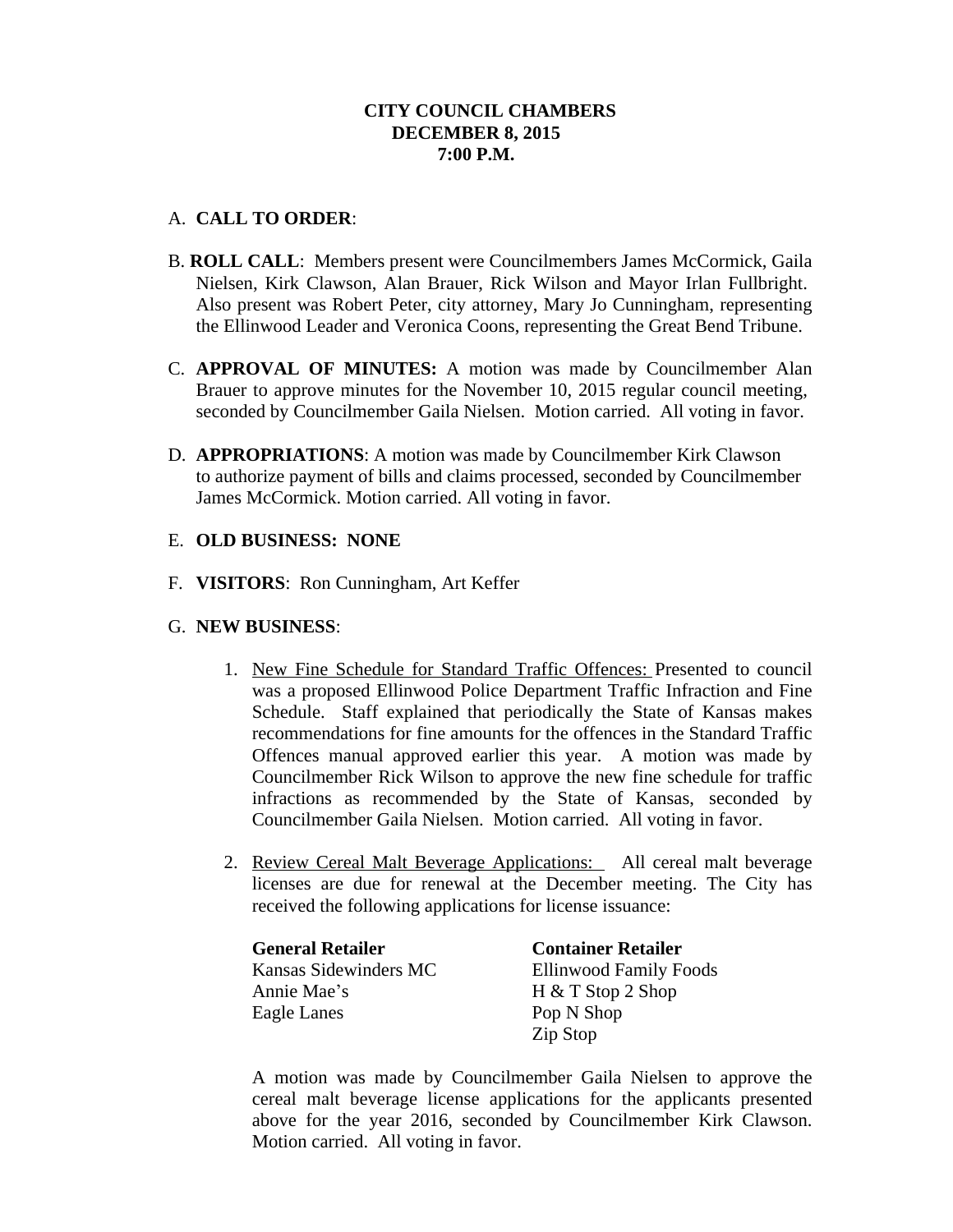**CITY COUNCIL CHAMBERS**
**DECEMBER 8, 2015**
**7:00 P.M.**

A. **CALL TO ORDER**:

B. **ROLL CALL**: Members present were Councilmembers James McCormick, Gaila Nielsen, Kirk Clawson, Alan Brauer, Rick Wilson and Mayor Irlan Fullbright. Also present was Robert Peter, city attorney, Mary Jo Cunningham, representing the Ellinwood Leader and Veronica Coons, representing the Great Bend Tribune.

C. **APPROVAL OF MINUTES:** A motion was made by Councilmember Alan Brauer to approve minutes for the November 10, 2015 regular council meeting, seconded by Councilmember Gaila Nielsen. Motion carried. All voting in favor.

D. **APPROPRIATIONS**: A motion was made by Councilmember Kirk Clawson to authorize payment of bills and claims processed, seconded by Councilmember James McCormick. Motion carried. All voting in favor.

E. **OLD BUSINESS: NONE**

F. **VISITORS**: Ron Cunningham, Art Keffer

G. **NEW BUSINESS**:

1. New Fine Schedule for Standard Traffic Offences: Presented to council was a proposed Ellinwood Police Department Traffic Infraction and Fine Schedule. Staff explained that periodically the State of Kansas makes recommendations for fine amounts for the offences in the Standard Traffic Offences manual approved earlier this year. A motion was made by Councilmember Rick Wilson to approve the new fine schedule for traffic infractions as recommended by the State of Kansas, seconded by Councilmember Gaila Nielsen. Motion carried. All voting in favor.

2. Review Cereal Malt Beverage Applications: All cereal malt beverage licenses are due for renewal at the December meeting. The City has received the following applications for license issuance:

| **General Retailer** | **Container Retailer** |
|---|---|
| Kansas Sidewinders MC | Ellinwood Family Foods |
| Annie Mae's | H & T Stop 2 Shop |
| Eagle Lanes | Pop N Shop |
| | Zip Stop |

A motion was made by Councilmember Gaila Nielsen to approve the cereal malt beverage license applications for the applicants presented above for the year 2016, seconded by Councilmember Kirk Clawson. Motion carried. All voting in favor.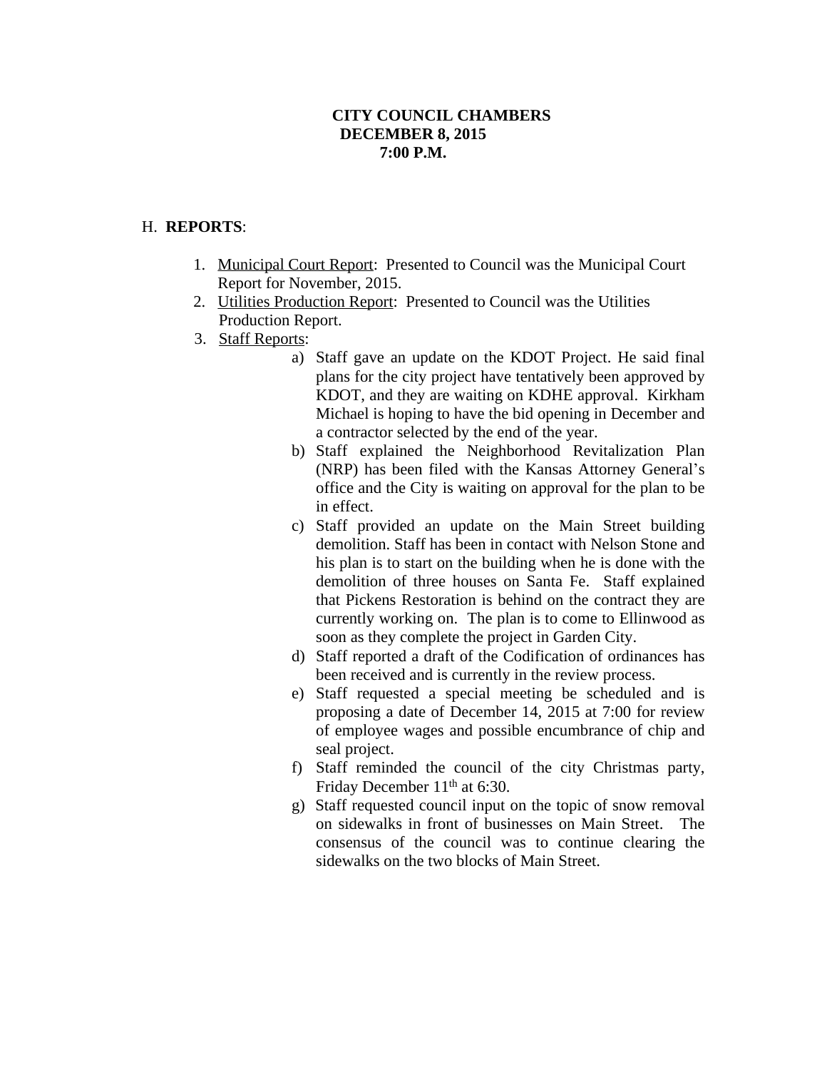**CITY COUNCIL CHAMBERS**
**DECEMBER 8, 2015**
**7:00 P.M.**

H. **REPORTS**:

1. Municipal Court Report: Presented to Council was the Municipal Court Report for November, 2015.
2. Utilities Production Report: Presented to Council was the Utilities Production Report.
3. Staff Reports:
   a) Staff gave an update on the KDOT Project. He said final plans for the city project have tentatively been approved by KDOT, and they are waiting on KDHE approval. Kirkham Michael is hoping to have the bid opening in December and a contractor selected by the end of the year.
   b) Staff explained the Neighborhood Revitalization Plan (NRP) has been filed with the Kansas Attorney General's office and the City is waiting on approval for the plan to be in effect.
   c) Staff provided an update on the Main Street building demolition. Staff has been in contact with Nelson Stone and his plan is to start on the building when he is done with the demolition of three houses on Santa Fe. Staff explained that Pickens Restoration is behind on the contract they are currently working on. The plan is to come to Ellinwood as soon as they complete the project in Garden City.
   d) Staff reported a draft of the Codification of ordinances has been received and is currently in the review process.
   e) Staff requested a special meeting be scheduled and is proposing a date of December 14, 2015 at 7:00 for review of employee wages and possible encumbrance of chip and seal project.
   f) Staff reminded the council of the city Christmas party, Friday December 11th at 6:30.
   g) Staff requested council input on the topic of snow removal on sidewalks in front of businesses on Main Street. The consensus of the council was to continue clearing the sidewalks on the two blocks of Main Street.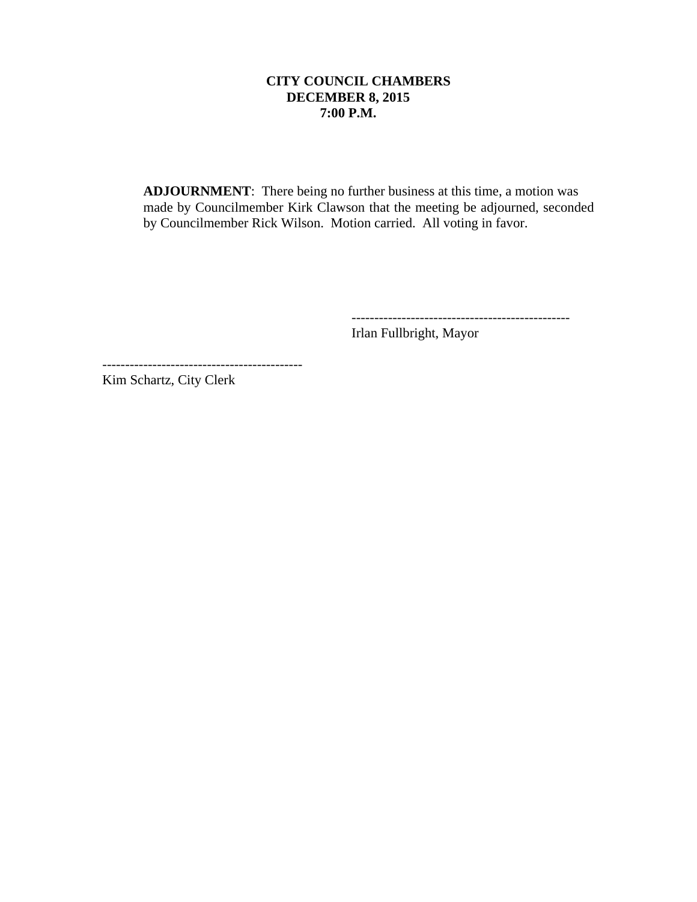**CITY COUNCIL CHAMBERS**
**DECEMBER 8, 2015**
**7:00 P.M.**

**ADJOURNMENT**: There being no further business at this time, a motion was made by Councilmember Kirk Clawson that the meeting be adjourned, seconded by Councilmember Rick Wilson. Motion carried. All voting in favor.

------------------------------------------------
Irlan Fullbright, Mayor

--------------------------------------------
Kim Schartz, City Clerk